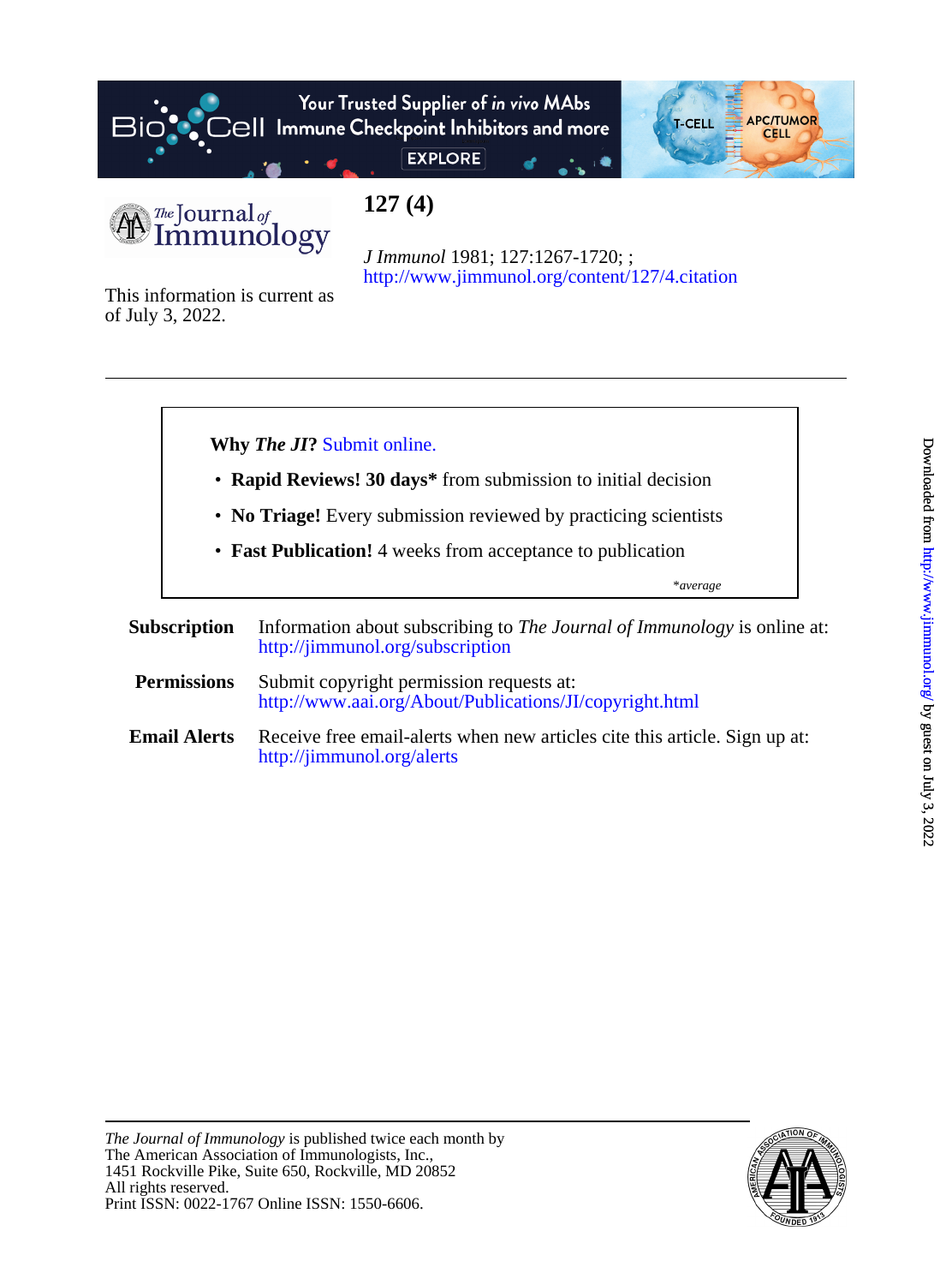# 127 (4)

*J Immunol* 1981; 127:1267-1720; ;
http://www.jimmunol.org/content/127/4.citation

This information is current as of July 3, 2022.

---

**Why *The JI*?** Submit online.

- **Rapid Reviews! 30 days*** from submission to initial decision
- **No Triage!** Every submission reviewed by practicing scientists
- **Fast Publication!** 4 weeks from acceptance to publication

*\*average*

**Subscription** Information about subscribing to *The Journal of Immunology* is online at: http://jimmunol.org/subscription

**Permissions** Submit copyright permission requests at: http://www.aai.org/About/Publications/JI/copyright.html

**Email Alerts** Receive free email-alerts when new articles cite this article. Sign up at: http://jimmunol.org/alerts

---

*The Journal of Immunology* is published twice each month by
The American Association of Immunologists, Inc.,
1451 Rockville Pike, Suite 650, Rockville, MD 20852
All rights reserved.
Print ISSN: 0022-1767 Online ISSN: 1550-6606.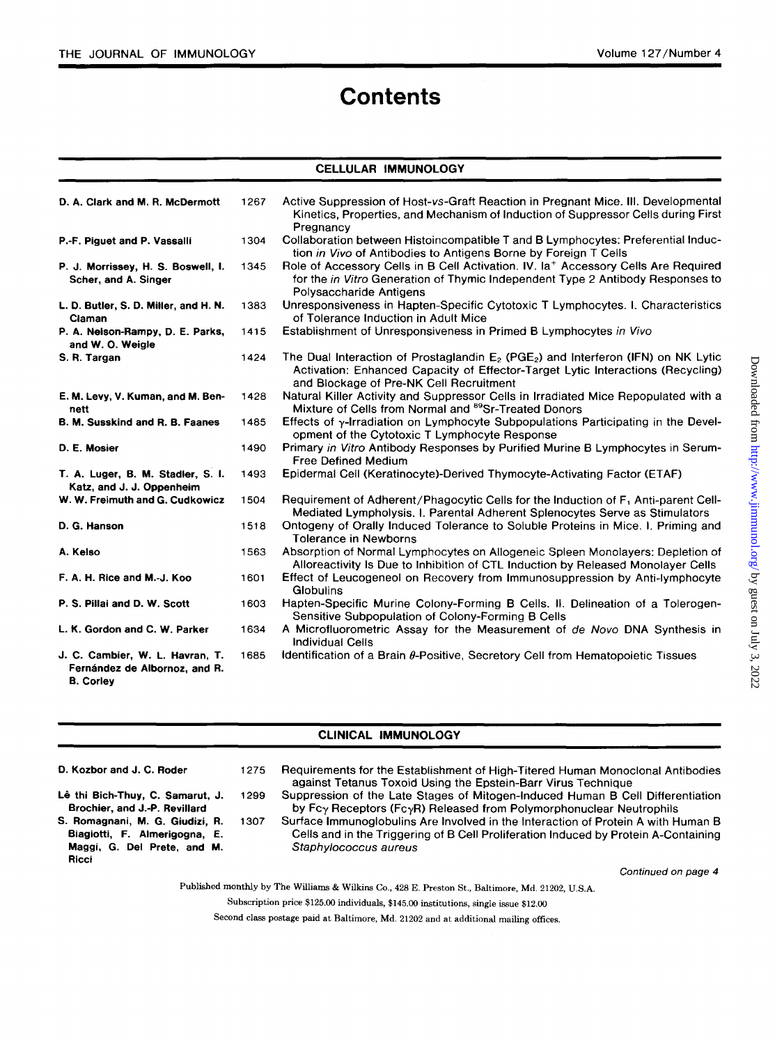# Contents

## CELLULAR IMMUNOLOGY

| Authors | Page | Title |
|---|---|---|
| D. A. Clark and M. R. McDermott | 1267 | Active Suppression of Host-*vs*-Graft Reaction in Pregnant Mice. III. Developmental Kinetics, Properties, and Mechanism of Induction of Suppressor Cells during First Pregnancy |
| P.-F. Piguet and P. Vassalli | 1304 | Collaboration between Histoincompatible T and B Lymphocytes: Preferential Induction *in Vivo* of Antibodies to Antigens Borne by Foreign T Cells |
| P. J. Morrissey, H. S. Boswell, I. Scher, and A. Singer | 1345 | Role of Accessory Cells in B Cell Activation. IV. $Ia^+$ Accessory Cells Are Required for the *in Vitro* Generation of Thymic Independent Type 2 Antibody Responses to Polysaccharide Antigens |
| L. D. Butler, S. D. Miller, and H. N. Claman | 1383 | Unresponsiveness in Hapten-Specific Cytotoxic T Lymphocytes. I. Characteristics of Tolerance Induction in Adult Mice |
| P. A. Nelson-Rampy, D. E. Parks, and W. O. Weigle | 1415 | Establishment of Unresponsiveness in Primed B Lymphocytes *in Vivo* |
| S. R. Targan | 1424 | The Dual Interaction of Prostaglandin $E_2$ ($PGE_2$) and Interferon (IFN) on NK Lytic Activation: Enhanced Capacity of Effector-Target Lytic Interactions (Recycling) and Blockage of Pre-NK Cell Recruitment |
| E. M. Levy, V. Kuman, and M. Bennett | 1428 | Natural Killer Activity and Suppressor Cells in Irradiated Mice Repopulated with a Mixture of Cells from Normal and $^{89}$Sr-Treated Donors |
| B. M. Susskind and R. B. Faanes | 1485 | Effects of $\gamma$-Irradiation on Lymphocyte Subpopulations Participating in the Development of the Cytotoxic T Lymphocyte Response |
| D. E. Mosier | 1490 | Primary *in Vitro* Antibody Responses by Purified Murine B Lymphocytes in Serum-Free Defined Medium |
| T. A. Luger, B. M. Stadler, S. I. Katz, and J. J. Oppenheim | 1493 | Epidermal Cell (Keratinocyte)-Derived Thymocyte-Activating Factor (ETAF) |
| W. W. Freimuth and G. Cudkowicz | 1504 | Requirement of Adherent/Phagocytic Cells for the Induction of $F_1$ Anti-parent Cell-Mediated Lympholysis. I. Parental Adherent Splenocytes Serve as Stimulators |
| D. G. Hanson | 1518 | Ontogeny of Orally Induced Tolerance to Soluble Proteins in Mice. I. Priming and Tolerance in Newborns |
| A. Kelso | 1563 | Absorption of Normal Lymphocytes on Allogeneic Spleen Monolayers: Depletion of Alloreactivity Is Due to Inhibition of CTL Induction by Released Monolayer Cells |
| F. A. H. Rice and M.-J. Koo | 1601 | Effect of Leucogeneol on Recovery from Immunosuppression by Anti-lymphocyte Globulins |
| P. S. Pillai and D. W. Scott | 1603 | Hapten-Specific Murine Colony-Forming B Cells. II. Delineation of a Tolerogen-Sensitive Subpopulation of Colony-Forming B Cells |
| L. K. Gordon and C. W. Parker | 1634 | A Microfluorometric Assay for the Measurement of *de Novo* DNA Synthesis in Individual Cells |
| J. C. Cambier, W. L. Havran, T. Fernández de Albornoz, and R. B. Corley | 1685 | Identification of a Brain $\theta$-Positive, Secretory Cell from Hematopoietic Tissues |

## CLINICAL IMMUNOLOGY

| Authors | Page | Title |
|---|---|---|
| D. Kozbor and J. C. Roder | 1275 | Requirements for the Establishment of High-Titered Human Monoclonal Antibodies against Tetanus Toxoid Using the Epstein-Barr Virus Technique |
| Lê thi Bich-Thuy, C. Samarut, J. Brochier, and J.-P. Revillard | 1299 | Suppression of the Late Stages of Mitogen-Induced Human B Cell Differentiation by Fc$\gamma$ Receptors (Fc$\gamma$R) Released from Polymorphonuclear Neutrophils |
| S. Romagnani, M. G. Giudizi, R. Biagiotti, F. Almerigogna, E. Maggi, G. Del Prete, and M. Ricci | 1307 | Surface Immunoglobulins Are Involved in the Interaction of Protein A with Human B Cells and in the Triggering of B Cell Proliferation Induced by Protein A-Containing *Staphylococcus aureus* |

*Continued on page 4*

Published monthly by The Williams & Wilkins Co., 428 E. Preston St., Baltimore, Md. 21202, U.S.A.

Subscription price $125.00 individuals, $145.00 institutions, single issue $12.00

Second class postage paid at Baltimore, Md. 21202 and at additional mailing offices.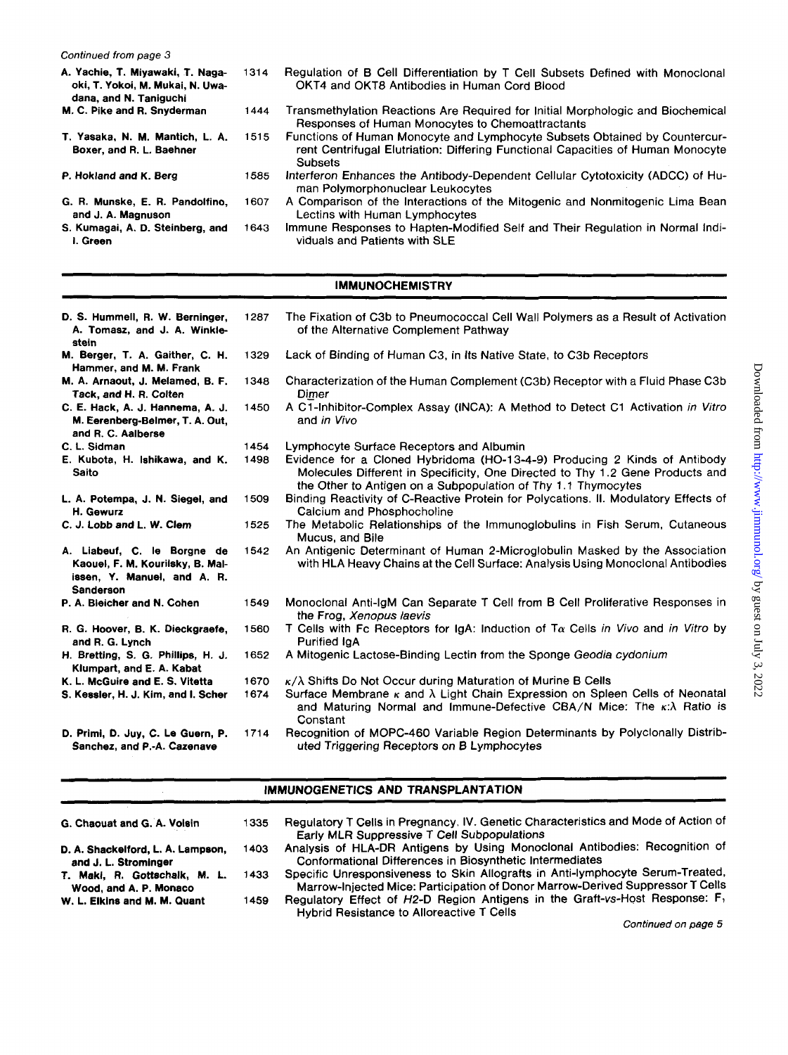*Continued from page 3*

| | | |
|---|---|---|
| **A. Yachie, T. Miyawaki, T. Nagaoki, T. Yokoi, M. Mukai, N. Uwadana, and N. Taniguchi** | 1314 | Regulation of B Cell Differentiation by T Cell Subsets Defined with Monoclonal OKT4 and OKT8 Antibodies in Human Cord Blood |
| **M. C. Pike and R. Snyderman** | 1444 | Transmethylation Reactions Are Required for Initial Morphologic and Biochemical Responses of Human Monocytes to Chemoattractants |
| **T. Yasaka, N. M. Mantich, L. A. Boxer, and R. L. Baehner** | 1515 | Functions of Human Monocyte and Lymphocyte Subsets Obtained by Countercurrent Centrifugal Elutriation: Differing Functional Capacities of Human Monocyte Subsets |
| **P. Hokland and K. Berg** | 1585 | Interferon Enhances the Antibody-Dependent Cellular Cytotoxicity (ADCC) of Human Polymorphonuclear Leukocytes |
| **G. R. Munske, E. R. Pandolfino, and J. A. Magnuson** | 1607 | A Comparison of the Interactions of the Mitogenic and Nonmitogenic Lima Bean Lectins with Human Lymphocytes |
| **S. Kumagai, A. D. Steinberg, and I. Green** | 1643 | Immune Responses to Hapten-Modified Self and Their Regulation in Normal Individuals and Patients with SLE |

## IMMUNOCHEMISTRY

| | | |
|---|---|---|
| **D. S. Hummell, R. W. Berninger, A. Tomasz, and J. A. Winkelstein** | 1287 | The Fixation of C3b to Pneumococcal Cell Wall Polymers as a Result of Activation of the Alternative Complement Pathway |
| **M. Berger, T. A. Gaither, C. H. Hammer, and M. M. Frank** | 1329 | Lack of Binding of Human C3, in Its Native State, to C3b Receptors |
| **M. A. Arnaout, J. Melamed, B. F. Tack, and H. R. Colten** | 1348 | Characterization of the Human Complement (C3b) Receptor with a Fluid Phase C3b Dimer |
| **C. E. Hack, A. J. Hannema, A. J. M. Eerenberg-Belmer, T. A. Out, and R. C. Aalberse** | 1450 | A C1-Inhibitor-Complex Assay (INCA): A Method to Detect C1 Activation *in Vitro* and *in Vivo* |
| **C. L. Sidman** | 1454 | Lymphocyte Surface Receptors and Albumin |
| **E. Kubota, H. Ishikawa, and K. Saito** | 1498 | Evidence for a Cloned Hybridoma (HO-13-4-9) Producing 2 Kinds of Antibody Molecules Different in Specificity, One Directed to Thy 1.2 Gene Products and the Other to Antigen on a Subpopulation of Thy 1.1 Thymocytes |
| **L. A. Potempa, J. N. Siegel, and H. Gewurz** | 1509 | Binding Reactivity of C-Reactive Protein for Polycations. II. Modulatory Effects of Calcium and Phosphocholine |
| **C. J. Lobb and L. W. Clem** | 1525 | The Metabolic Relationships of the Immunoglobulins in Fish Serum, Cutaneous Mucus, and Bile |
| **A. Liabeuf, C. le Borgne de Kaouel, F. M. Kourilsky, B. Malissen, Y. Manuel, and A. R. Sanderson** | 1542 | An Antigenic Determinant of Human 2-Microglobulin Masked by the Association with HLA Heavy Chains at the Cell Surface: Analysis Using Monoclonal Antibodies |
| **P. A. Bleicher and N. Cohen** | 1549 | Monoclonal Anti-IgM Can Separate T Cell from B Cell Proliferative Responses in the Frog, *Xenopus laevis* |
| **R. G. Hoover, B. K. Dieckgraefe, and R. G. Lynch** | 1560 | T Cells with Fc Receptors for IgA: Induction of T$\alpha$ Cells *in Vivo* and *in Vitro* by Purified IgA |
| **H. Bretting, S. G. Phillips, H. J. Klumpart, and E. A. Kabat** | 1652 | A Mitogenic Lactose-Binding Lectin from the Sponge *Geodia cydonium* |
| **K. L. McGuire and E. S. Vitetta** | 1670 | $\kappa/\lambda$ Shifts Do Not Occur during Maturation of Murine B Cells |
| **S. Kessler, H. J. Kim, and I. Scher** | 1674 | Surface Membrane $\kappa$ and $\lambda$ Light Chain Expression on Spleen Cells of Neonatal and Maturing Normal and Immune-Defective CBA/N Mice: The $\kappa$:$\lambda$ Ratio is Constant |
| **D. Primi, D. Juy, C. Le Guern, P. Sanchez, and P.-A. Cazenave** | 1714 | Recognition of MOPC-460 Variable Region Determinants by Polyclonally Distributed Triggering Receptors on B Lymphocytes |

## IMMUNOGENETICS AND TRANSPLANTATION

| | | |
|---|---|---|
| **G. Chaouat and G. A. Voisin** | 1335 | Regulatory T Cells in Pregnancy. IV. Genetic Characteristics and Mode of Action of Early MLR Suppressive T Cell Subpopulations |
| **D. A. Shackelford, L. A. Lampson, and J. L. Strominger** | 1403 | Analysis of HLA-DR Antigens by Using Monoclonal Antibodies: Recognition of Conformational Differences in Biosynthetic Intermediates |
| **T. Maki, R. Gottschalk, M. L. Wood, and A. P. Monaco** | 1433 | Specific Unresponsiveness to Skin Allografts in Anti-lymphocyte Serum-Treated, Marrow-Injected Mice: Participation of Donor Marrow-Derived Suppressor T Cells |
| **W. L. Elkins and M. M. Quant** | 1459 | Regulatory Effect of *H2-D* Region Antigens in the Graft-*vs*-Host Response: $F_1$ Hybrid Resistance to Alloreactive T Cells |

*Continued on page 5*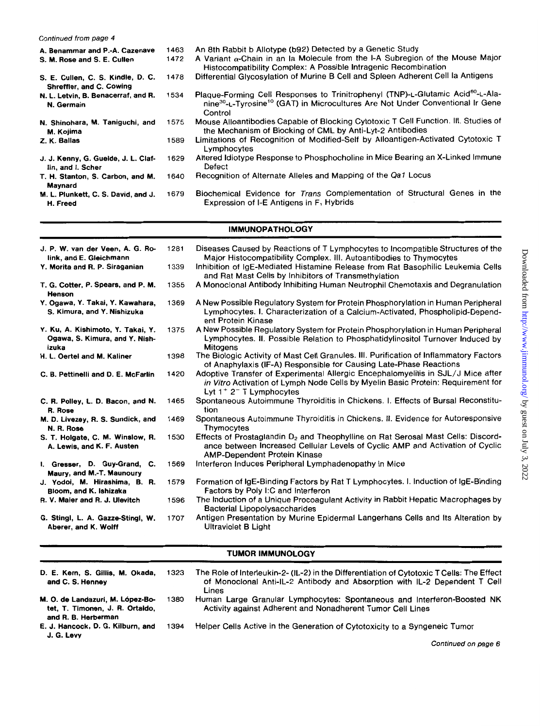*Continued from page 4*

| | | |
|---|---|---|
| A. Benammar and P.-A. Cazenave | 1463 | An 8th Rabbit b Allotype (b92) Detected by a Genetic Study |
| S. M. Rose and S. E. Cullen | 1472 | A Variant α-Chain in an Ia Molecule from the I-A Subregion of the Mouse Major Histocompatibility Complex: A Possible Intragenic Recombination |
| S. E. Cullen, C. S. Kindle, D. C. Shreffler, and C. Cowing | 1478 | Differential Glycosylation of Murine B Cell and Spleen Adherent Cell Ia Antigens |
| N. L. Letvin, B. Benacerraf, and R. N. Germain | 1534 | Plaque-Forming Cell Responses to Trinitrophenyl (TNP)-L-Glutamic Acid$^{60}$-L-Alanine$^{30}$-L-Tyrosine$^{10}$ (GAT) in Microcultures Are Not Under Conventional Ir Gene Control |
| N. Shinohara, M. Taniguchi, and M. Kojima | 1575 | Mouse Alloantibodies Capable of Blocking Cytotoxic T Cell Function. III. Studies of the Mechanism of Blocking of CML by Anti-Lyt-2 Antibodies |
| Z. K. Ballas | 1589 | Limitations of Recognition of Modified-Self by Alloantigen-Activated Cytotoxic T Lymphocytes |
| J. J. Kenny, G. Guelde, J. L. Claflin, and I. Scher | 1629 | Altered Idiotype Response to Phosphocholine in Mice Bearing an X-Linked Immune Defect |
| T. H. Stanton, S. Carbon, and M. Maynard | 1640 | Recognition of Alternate Alleles and Mapping of the *Qa1* Locus |
| M. L. Plunkett, C. S. David, and J. H. Freed | 1679 | Biochemical Evidence for *Trans* Complementation of Structural Genes in the Expression of I-E Antigens in $F_1$ Hybrids |

## IMMUNOPATHOLOGY

| | | |
|---|---|---|
| J. P. W. van der Veen, A. G. Rolink, and E. Gleichmann | 1281 | Diseases Caused by Reactions of T Lymphocytes to Incompatible Structures of the Major Histocompatibility Complex. III. Autoantibodies to Thymocytes |
| Y. Morita and R. P. Siraganian | 1339 | Inhibition of IgE-Mediated Histamine Release from Rat Basophilic Leukemia Cells and Rat Mast Cells by Inhibitors of Transmethylation |
| T. G. Cotter, P. Spears, and P. M. Henson | 1355 | A Monoclonal Antibody Inhibiting Human Neutrophil Chemotaxis and Degranulation |
| Y. Ogawa, Y. Takai, Y. Kawahara, S. Kimura, and Y. Nishizuka | 1369 | A New Possible Regulatory System for Protein Phosphorylation in Human Peripheral Lymphocytes. I. Characterization of a Calcium-Activated, Phospholipid-Dependent Protein Kinase |
| Y. Ku, A. Kishimoto, Y. Takai, Y. Ogawa, S. Kimura, and Y. Nishizuka | 1375 | A New Possible Regulatory System for Protein Phosphorylation in Human Peripheral Lymphocytes. II. Possible Relation to Phosphatidylinositol Turnover Induced by Mitogens |
| H. L. Oertel and M. Kaliner | 1398 | The Biologic Activity of Mast Cell Granules. III. Purification of Inflammatory Factors of Anaphylaxis (IF-A) Responsible for Causing Late-Phase Reactions |
| C. B. Pettinelli and D. E. McFarlin | 1420 | Adoptive Transfer of Experimental Allergic Encephalomyelitis in SJL/J Mice after *in Vitro* Activation of Lymph Node Cells by Myelin Basic Protein: Requirement for Lyt $1^+ 2^-$ T Lymphocytes |
| C. R. Polley, L. D. Bacon, and N. R. Rose | 1465 | Spontaneous Autoimmune Thyroiditis in Chickens. I. Effects of Bursal Reconstitution |
| M. D. Livezey, R. S. Sundick, and N. R. Rose | 1469 | Spontaneous Autoimmune Thyroiditis in Chickens. II. Evidence for Autoresponsive Thymocytes |
| S. T. Holgate, C. M. Winslow, R. A. Lewis, and K. F. Austen | 1530 | Effects of Prostaglandin $D_2$ and Theophylline on Rat Serosal Mast Cells: Discordance between Increased Cellular Levels of Cyclic AMP and Activation of Cyclic AMP-Dependent Protein Kinase |
| I. Gresser, D. Guy-Grand, C. Maury, and M.-T. Maunoury | 1569 | Interferon Induces Peripheral Lymphadenopathy in Mice |
| J. Yodoi, M. Hirashima, B. R. Bloom, and K. Ishizaka | 1579 | Formation of IgE-Binding Factors by Rat T Lymphocytes. I. Induction of IgE-Binding Factors by Poly I:C and Interferon |
| R. V. Maier and R. J. Ulevitch | 1596 | The Induction of a Unique Procoagulant Activity in Rabbit Hepatic Macrophages by Bacterial Lipopolysaccharides |
| G. Stingl, L. A. Gazze-Stingl, W. Aberer, and K. Wolff | 1707 | Antigen Presentation by Murine Epidermal Langerhans Cells and Its Alteration by Ultraviolet B Light |

## TUMOR IMMUNOLOGY

| | | |
|---|---|---|
| D. E. Kern, S. Gillis, M. Okada, and C. S. Henney | 1323 | The Role of Interleukin-2- (IL-2) in the Differentiation of Cytotoxic T Cells: The Effect of Monoclonal Anti-IL-2 Antibody and Absorption with IL-2 Dependent T Cell Lines |
| M. O. de Landazuri, M. López-Botet, T. Timonen, J. R. Ortaldo, and R. B. Herberman | 1380 | Human Large Granular Lymphocytes: Spontaneous and Interferon-Boosted NK Activity against Adherent and Nonadherent Tumor Cell Lines |
| E. J. Hancock, D. G. Kilburn, and J. G. Levy | 1394 | Helper Cells Active in the Generation of Cytotoxicity to a Syngeneic Tumor |

*Continued on page 6*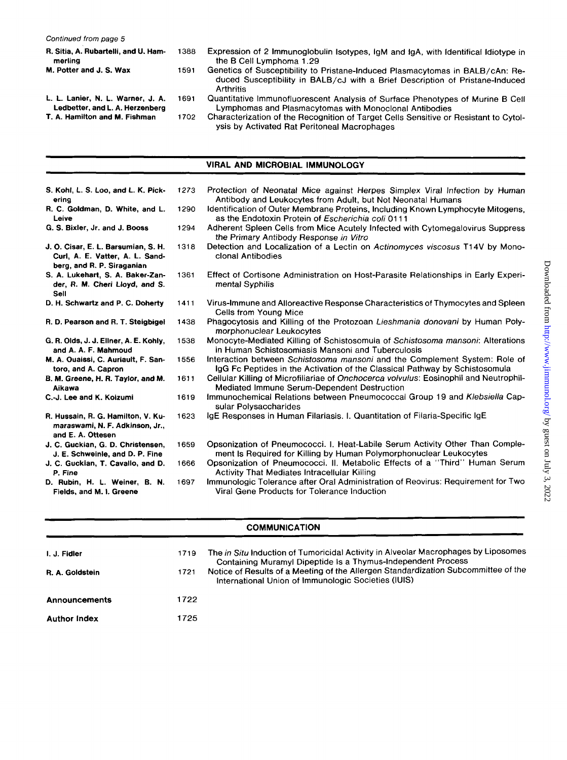*Continued from page 5*

| | | |
|---|---|---|
| **R. Sitia, A. Rubartelli, and U. Hammerling** | 1388 | Expression of 2 Immunoglobulin Isotypes, IgM and IgA, with Identifical Idiotype in the B Cell Lymphoma 1.29 |
| **M. Potter and J. S. Wax** | 1591 | Genetics of Susceptibility to Pristane-Induced Plasmacytomas in BALB/cAn: Reduced Susceptibility in BALB/cJ with a Brief Description of Pristane-Induced Arthritis |
| **L. L. Lanier, N. L. Warner, J. A. Ledbetter, and L. A. Herzenberg** | 1691 | Quantitative Immunofluorescent Analysis of Surface Phenotypes of Murine B Cell Lymphomas and Plasmacytomas with Monoclonal Antibodies |
| **T. A. Hamilton and M. Fishman** | 1702 | Characterization of the Recognition of Target Cells Sensitive or Resistant to Cytolysis by Activated Rat Peritoneal Macrophages |

## VIRAL AND MICROBIAL IMMUNOLOGY

| | | |
|---|---|---|
| **S. Kohl, L. S. Loo, and L. K. Pickering** | 1273 | Protection of Neonatal Mice against Herpes Simplex Viral Infection by Human Antibody and Leukocytes from Adult, but Not Neonatal Humans |
| **R. C. Goldman, D. White, and L. Leive** | 1290 | Identification of Outer Membrane Proteins, Including Known Lymphocyte Mitogens, as the Endotoxin Protein of *Escherichia coli* 0111 |
| **G. S. Bixler, Jr. and J. Booss** | 1294 | Adherent Spleen Cells from Mice Acutely Infected with Cytomegalovirus Suppress the Primary Antibody Response *in Vitro* |
| **J. O. Cisar, E. L. Barsumian, S. H. Curl, A. E. Vatter, A. L. Sandberg, and R. P. Siraganian** | 1318 | Detection and Localization of a Lectin on *Actinomyces viscosus* T14V by Monoclonal Antibodies |
| **S. A. Lukehart, S. A. Baker-Zander, R. M. Cheri Lloyd, and S. Sell** | 1361 | Effect of Cortisone Administration on Host-Parasite Relationships in Early Experimental Syphilis |
| **D. H. Schwartz and P. C. Doherty** | 1411 | Virus-Immune and Alloreactive Response Characteristics of Thymocytes and Spleen Cells from Young Mice |
| **R. D. Pearson and R. T. Steigbigel** | 1438 | Phagocytosis and Killing of the Protozoan *Lieshmania donovani* by Human Polymorphonuclear Leukocytes |
| **G. R. Olds, J. J. Ellner, A. E. Kohly, and A. A. F. Mahmoud** | 1538 | Monocyte-Mediated Killing of Schistosomula of *Schistosoma mansoni*: Alterations in Human Schistosomiasis Mansoni and Tuberculosis |
| **M. A. Ouaissi, C. Auriault, F. Santoro, and A. Capron** | 1556 | Interaction between *Schistosoma mansoni* and the Complement System: Role of IgG Fc Peptides in the Activation of the Classical Pathway by Schistosomula |
| **B. M. Greene, H. R. Taylor, and M. Aikawa** | 1611 | Cellular Killing of Microfiliariae of *Onchocerca volvulus*: Eosinophil and Neutrophil-Mediated Immune Serum-Dependent Destruction |
| **C.-J. Lee and K. Koizumi** | 1619 | Immunochemical Relations between Pneumococcal Group 19 and *Klebsiella* Capsular Polysaccharides |
| **R. Hussain, R. G. Hamilton, V. Kumaraswami, N. F. Adkinson, Jr., and E. A. Ottesen** | 1623 | IgE Responses in Human Filariasis. I. Quantitation of Filaria-Specific IgE |
| **J. C. Guckian, G. D. Christensen, J. E. Schweinle, and D. P. Fine** | 1659 | Opsonization of Pneumococci. I. Heat-Labile Serum Activity Other Than Complement Is Required for Killing by Human Polymorphonuclear Leukocytes |
| **J. C. Guckian, T. Cavallo, and D. P. Fine** | 1666 | Opsonization of Pneumococci. II. Metabolic Effects of a "Third" Human Serum Activity That Mediates Intracellular Killing |
| **D. Rubin, H. L. Weiner, B. N. Fields, and M. I. Greene** | 1697 | Immunologic Tolerance after Oral Administration of Reovirus: Requirement for Two Viral Gene Products for Tolerance Induction |

## COMMUNICATION

| | | |
|---|---|---|
| **I. J. Fidler** | 1719 | The *in Situ* Induction of Tumoricidal Activity in Alveolar Macrophages by Liposomes Containing Muramyl Dipeptide Is a Thymus-Independent Process |
| **R. A. Goldstein** | 1721 | Notice of Results of a Meeting of the Allergen Standardization Subcommittee of the International Union of Immunologic Societies (IUIS) |
| **Announcements** | 1722 | |
| **Author Index** | 1725 | |